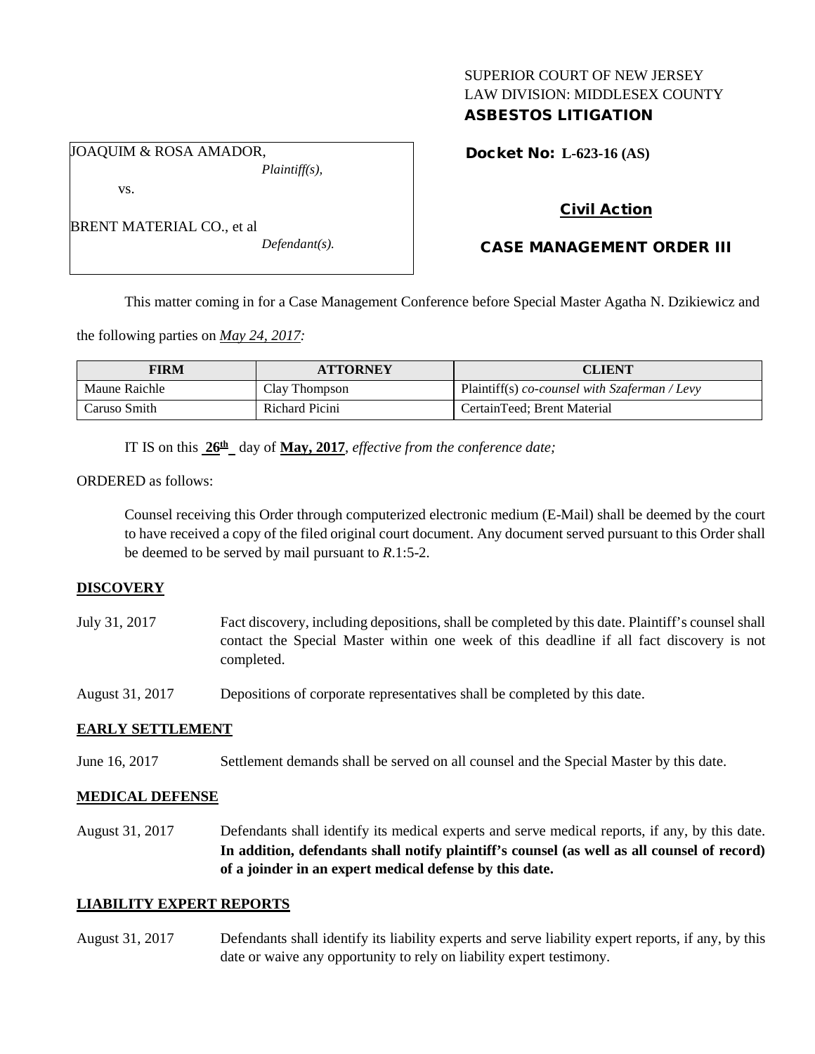SUPERIOR COURT OF NEW JERSEY
LAW DIVISION: MIDDLESEX COUNTY
**ASBESTOS LITIGATION**

JOAQUIM & ROSA AMADOR,
*Plaintiff(s),*

vs.

BRENT MATERIAL CO., et al
*Defendant(s).*

**Docket No: L-623-16 (AS)**

**Civil Action**

**CASE MANAGEMENT ORDER III**

This matter coming in for a Case Management Conference before Special Master Agatha N. Dzikiewicz and the following parties on *May 24, 2017:*

| FIRM | ATTORNEY | CLIENT |
|---|---|---|
| Maune Raichle | Clay Thompson | Plaintiff(s) *co-counsel with Szaferman / Levy* |
| Caruso Smith | Richard Picini | CertainTeed; Brent Material |

IT IS on this **26th** day of **May, 2017**, *effective from the conference date;*

ORDERED as follows:

Counsel receiving this Order through computerized electronic medium (E-Mail) shall be deemed by the court to have received a copy of the filed original court document. Any document served pursuant to this Order shall be deemed to be served by mail pursuant to *R*.1:5-2.

**DISCOVERY**

July 31, 2017 — Fact discovery, including depositions, shall be completed by this date. Plaintiff's counsel shall contact the Special Master within one week of this deadline if all fact discovery is not completed.

August 31, 2017 — Depositions of corporate representatives shall be completed by this date.

**EARLY SETTLEMENT**

June 16, 2017 — Settlement demands shall be served on all counsel and the Special Master by this date.

**MEDICAL DEFENSE**

August 31, 2017 — Defendants shall identify its medical experts and serve medical reports, if any, by this date. **In addition, defendants shall notify plaintiff's counsel (as well as all counsel of record) of a joinder in an expert medical defense by this date.**

**LIABILITY EXPERT REPORTS**

August 31, 2017 — Defendants shall identify its liability experts and serve liability expert reports, if any, by this date or waive any opportunity to rely on liability expert testimony.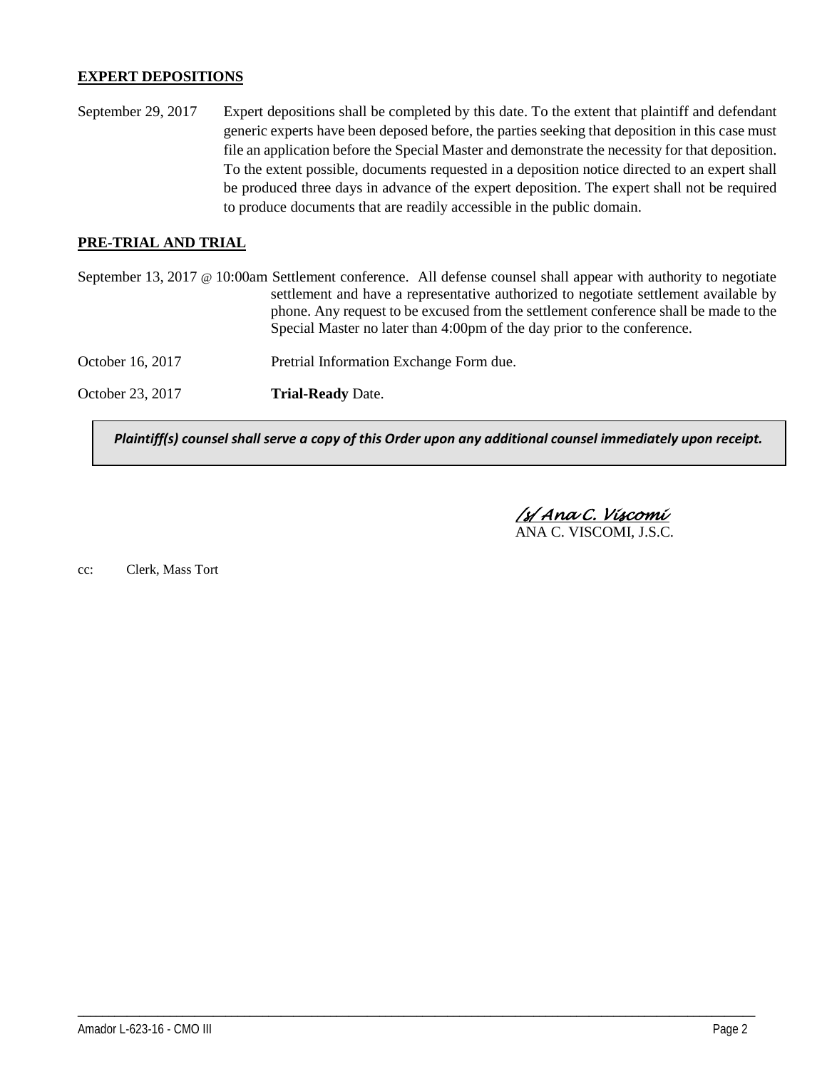**EXPERT DEPOSITIONS**

September 29, 2017 Expert depositions shall be completed by this date. To the extent that plaintiff and defendant generic experts have been deposed before, the parties seeking that deposition in this case must file an application before the Special Master and demonstrate the necessity for that deposition. To the extent possible, documents requested in a deposition notice directed to an expert shall be produced three days in advance of the expert deposition. The expert shall not be required to produce documents that are readily accessible in the public domain.

**PRE-TRIAL AND TRIAL**

September 13, 2017 @ 10:00am Settlement conference. All defense counsel shall appear with authority to negotiate settlement and have a representative authorized to negotiate settlement available by phone. Any request to be excused from the settlement conference shall be made to the Special Master no later than 4:00pm of the day prior to the conference.

October 16, 2017 Pretrial Information Exchange Form due.

October 23, 2017 **Trial-Ready** Date.

***Plaintiff(s) counsel shall serve a copy of this Order upon any additional counsel immediately upon receipt.***

*/s/ Ana C. Viscomi*
ANA C. VISCOMI, J.S.C.

cc: Clerk, Mass Tort